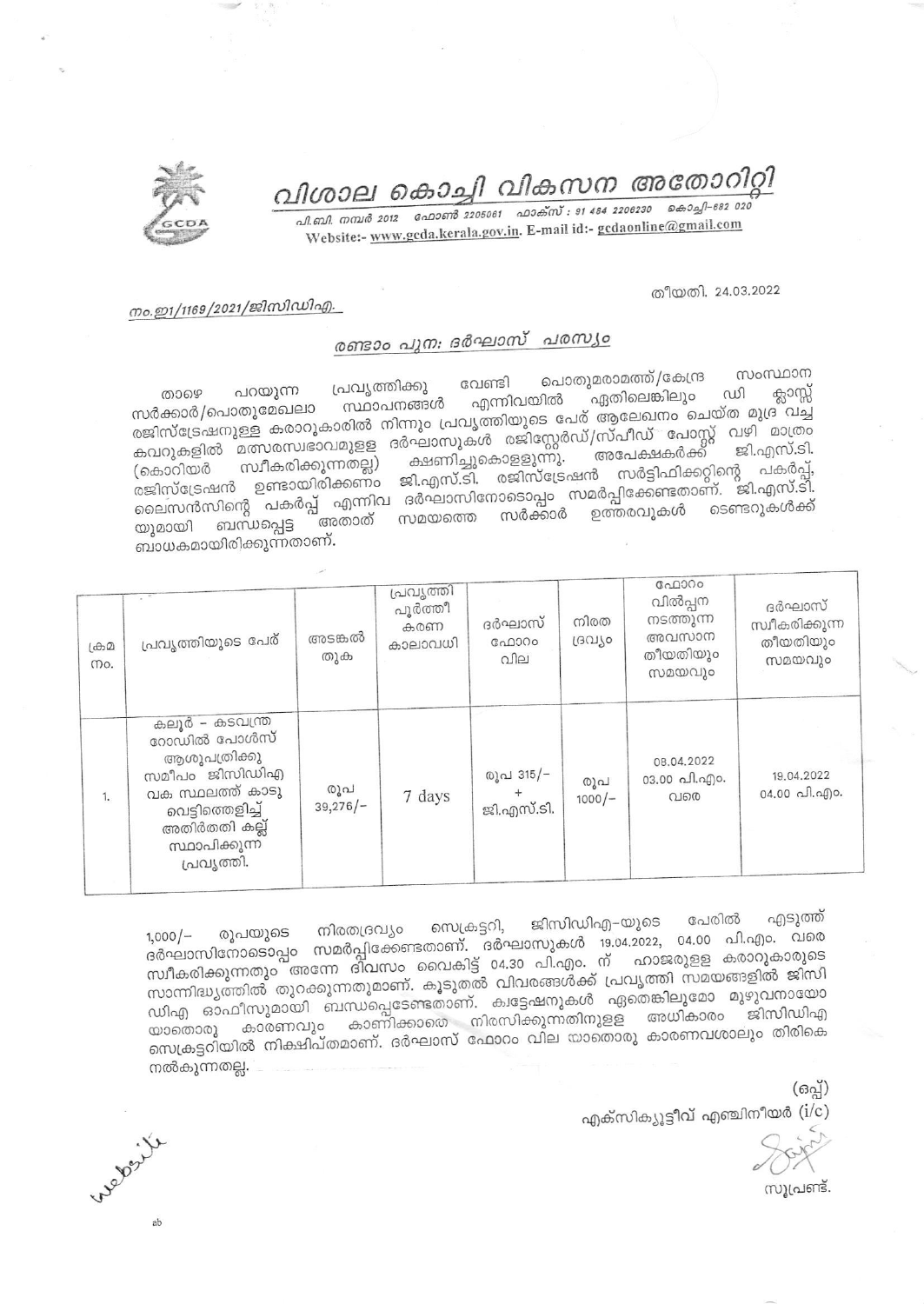# വിശാല കൊച്ചി വികസന അതോറിറ്റി

പി.ബി. നമ്പർ 2012 ഫോൺ 2205061 ഫാക്സ് : 91 484 2206230 കൊച്ചി-682 020
Website:- www.gcda.kerala.gov.in. E-mail id:- gcdaonline@gmail.com

നം.ഇ1/1169/2021/ജിസിഡിഎ.

തീയതി. 24.03.2022

## രണ്ടാം പുനഃ ദർഘാസ് പരസ്യം

താഴെ പറയുന്ന പ്രവൃത്തിക്കു വേണ്ടി പൊതുമരാമത്ത്/കേന്ദ്ര സംസ്ഥാന സർക്കാർ/പൊതുമേഖലാ സ്ഥാപനങ്ങൾ എന്നിവയിൽ ഏതിലെങ്കിലും ഡി ക്ലാസ്സ് രജിസ്ട്രേഷനുള്ള കരാറുകാരിൽ നിന്നും പ്രവൃത്തിയുടെ പേര് ആലേഖനം ചെയ്ത മുദ്ര വച്ച കവറുകളിൽ മത്സരസ്വഭാവമുള്ള ദർഘാസുകൾ രജിസ്റ്റേർഡ്/സ്പീഡ് പോസ്റ്റ് വഴി മാത്രം (കൊറിയർ സ്വീകരിക്കുന്നതല്ല) ക്ഷണിച്ചുകൊള്ളുന്നു. അപേക്ഷകർക്ക് ജി.എസ്.ടി. രജിസ്ട്രേഷൻ ഉണ്ടായിരിക്കണം ജി.എസ്.ടി. രജിസ്ട്രേഷൻ സർട്ടിഫിക്കറ്റിന്റെ പകർപ്പ്, ലൈസൻസിന്റെ പകർപ്പ് എന്നിവ ദർഘാസിനോടൊപ്പം സമർപ്പിക്കേണ്ടതാണ്. ജി.എസ്.ടി. യുമായി ബന്ധപ്പെട്ട അതാത് സമയത്തെ സർക്കാർ ഉത്തരവുകൾ ടെണ്ടറുകൾക്ക് ബാധകമായിരിക്കുന്നതാണ്.

| ക്രമ നം. | പ്രവൃത്തിയുടെ പേര് | അടങ്കൽ തുക | പ്രവൃത്തി പൂർത്തീ കരണ കാലാവധി | ദർഘാസ് ഫോറം വില | നിരത ദ്രവ്യം | ഫോറം വിൽപ്പന നടത്തുന്ന അവസാന തീയതിയും സമയവും | ദർഘാസ് സ്വീകരിക്കുന്ന തീയതിയും സമയവും |
|---|---|---|---|---|---|---|---|
| 1. | കലൂർ – കടവന്ത്ര റോഡിൽ പോൾസ് ആശുപത്രിക്കു സമീപം ജിസിഡിഎ വക സ്ഥലത്ത് കാടു വെട്ടിത്തെളിച്ച് അതിർത്തി കല്ല് സ്ഥാപിക്കുന്ന പ്രവൃത്തി. | രൂപ 39,276/- | 7 days | രൂപ 315/- + ജി.എസ്.ടി. | രൂപ 1000/- | 08.04.2022 03.00 പി.എം. വരെ | 19.04.2022 04.00 പി.എം. |

1,000/- രൂപയുടെ നിരതദ്രവ്യം സെക്രട്ടറി, ജിസിഡിഎ-യുടെ പേരിൽ എടുത്ത് ദർഘാസിനോടൊപ്പം സമർപ്പിക്കേണ്ടതാണ്. ദർഘാസുകൾ 19.04.2022, 04.00 പി.എം. വരെ സ്വീകരിക്കുന്നതും അന്നേ ദിവസം വൈകിട്ട് 04.30 പി.എം. ന് ഹാജരുള്ള കരാറുകാരുടെ സാന്നിദ്ധ്യത്തിൽ തുറക്കുന്നതുമാണ്. കൂടുതൽ വിവരങ്ങൾക്ക് പ്രവൃത്തി സമയങ്ങളിൽ ജിസി ഡിഎ ഓഫീസുമായി ബന്ധപ്പെടേണ്ടതാണ്. ക്വട്ടേഷനുകൾ ഏതെങ്കിലുമോ മുഴുവനായോ യാതൊരു കാരണവും കാണിക്കാതെ നിരസിക്കുന്നതിനുള്ള അധികാരം ജിസിഡിഎ സെക്രട്ടറിയിൽ നിക്ഷിപ്തമാണ്. ദർഘാസ് ഫോറം വില യാതൊരു കാരണവശാലും തിരികെ നൽകുന്നതല്ല.

(ഒപ്പ്)
എക്സിക്യൂട്ടീവ് എഞ്ചിനീയർ (i/c)

സൂപ്രണ്ട്.

website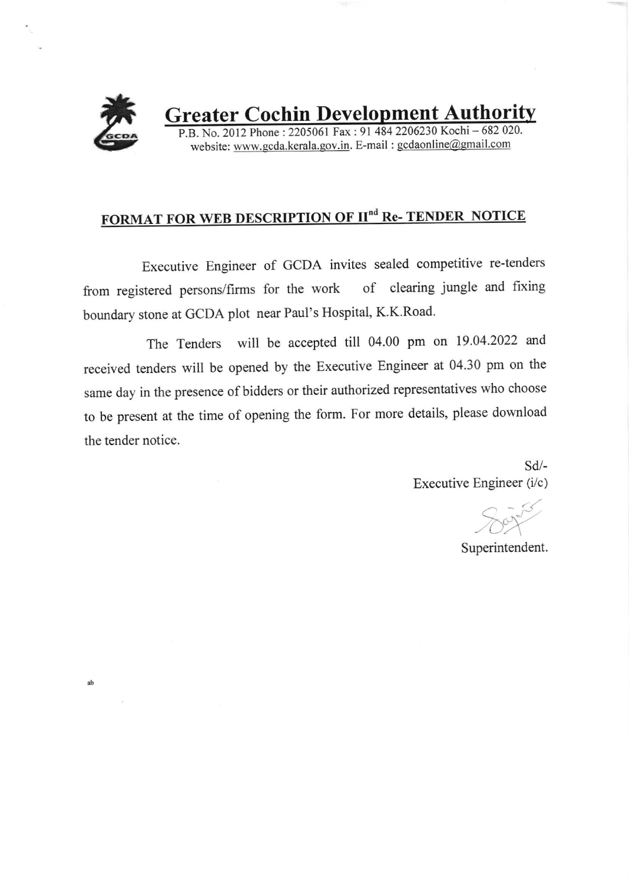# Greater Cochin Development Authority

P.B. No. 2012 Phone : 2205061 Fax : 91 484 2206230 Kochi – 682 020.
website: www.gcda.kerala.gov.in. E-mail : gcdaonline@gmail.com

## FORMAT FOR WEB DESCRIPTION OF II[nd] Re- TENDER NOTICE

Executive Engineer of GCDA invites sealed competitive re-tenders from registered persons/firms for the work of clearing jungle and fixing boundary stone at GCDA plot near Paul's Hospital, K.K.Road.

The Tenders will be accepted till 04.00 pm on 19.04.2022 and received tenders will be opened by the Executive Engineer at 04.30 pm on the same day in the presence of bidders or their authorized representatives who choose to be present at the time of opening the form. For more details, please download the tender notice.

Sd/-
Executive Engineer (i/c)

Superintendent.

ab